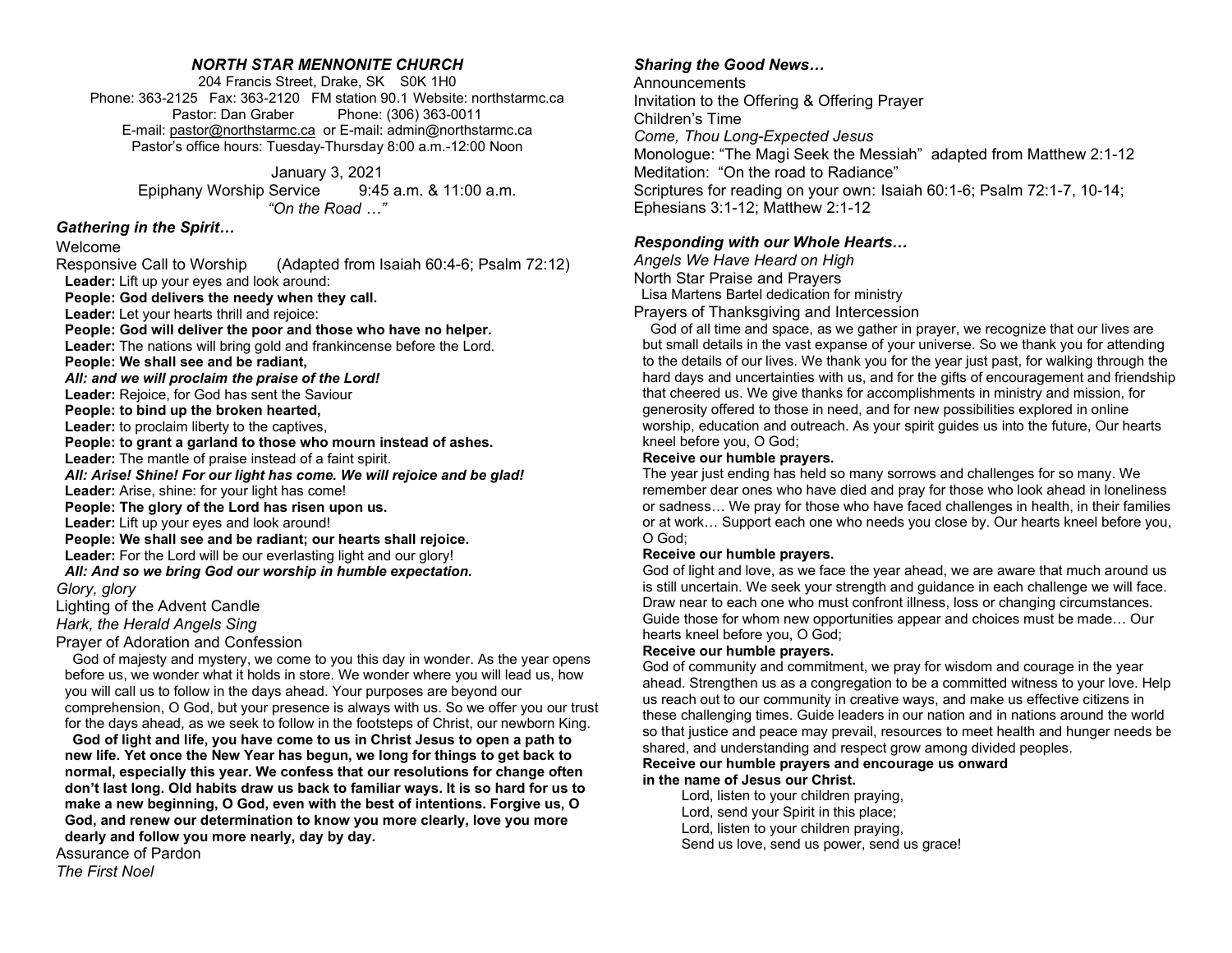# NORTH STAR MENNONITE CHURCH

204 Francis Street, Drake, SK S0K 1H0
Phone: 363-2125 Fax: 363-2120 FM station 90.1 Website: northstarmc.ca
Pastor: Dan Graber Phone: (306) 363-0011
E-mail: pastor@northstarmc.ca or E-mail: admin@northstarmc.ca
Pastor's office hours: Tuesday-Thursday 8:00 a.m.-12:00 Noon

January 3, 2021
Epiphany Worship Service 9:45 a.m. & 11:00 a.m.
*"On the Road …"*

## *Gathering in the Spirit…*

Welcome

Responsive Call to Worship (Adapted from Isaiah 60:4-6; Psalm 72:12)

**Leader:** Lift up your eyes and look around:
**People: God delivers the needy when they call.**
**Leader:** Let your hearts thrill and rejoice:
**People: God will deliver the poor and those who have no helper.**
**Leader:** The nations will bring gold and frankincense before the Lord.
**People: We shall see and be radiant,**
***All: and we will proclaim the praise of the Lord!***
**Leader:** Rejoice, for God has sent the Saviour
**People: to bind up the broken hearted,**
**Leader:** to proclaim liberty to the captives,
**People: to grant a garland to those who mourn instead of ashes.**
**Leader:** The mantle of praise instead of a faint spirit.
***All: Arise! Shine! For our light has come. We will rejoice and be glad!***
**Leader:** Arise, shine: for your light has come!
**People: The glory of the Lord has risen upon us.**
**Leader:** Lift up your eyes and look around!
**People: We shall see and be radiant; our hearts shall rejoice.**
**Leader:** For the Lord will be our everlasting light and our glory!
***All: And so we bring God our worship in humble expectation.***

*Glory, glory*

Lighting of the Advent Candle

*Hark, the Herald Angels Sing*

Prayer of Adoration and Confession

God of majesty and mystery, we come to you this day in wonder. As the year opens before us, we wonder what it holds in store. We wonder where you will lead us, how you will call us to follow in the days ahead. Your purposes are beyond our comprehension, O God, but your presence is always with us. So we offer you our trust for the days ahead, as we seek to follow in the footsteps of Christ, our newborn King.

**God of light and life, you have come to us in Christ Jesus to open a path to new life. Yet once the New Year has begun, we long for things to get back to normal, especially this year. We confess that our resolutions for change often don't last long. Old habits draw us back to familiar ways. It is so hard for us to make a new beginning, O God, even with the best of intentions. Forgive us, O God, and renew our determination to know you more clearly, love you more dearly and follow you more nearly, day by day.**

Assurance of Pardon

*The First Noel*

## *Sharing the Good News…*

Announcements

Invitation to the Offering & Offering Prayer

Children's Time

*Come, Thou Long-Expected Jesus*

Monologue: "The Magi Seek the Messiah" adapted from Matthew 2:1-12

Meditation: "On the road to Radiance"

Scriptures for reading on your own: Isaiah 60:1-6; Psalm 72:1-7, 10-14; Ephesians 3:1-12; Matthew 2:1-12

## *Responding with our Whole Hearts…*

*Angels We Have Heard on High*

North Star Praise and Prayers

Lisa Martens Bartel dedication for ministry

Prayers of Thanksgiving and Intercession

God of all time and space, as we gather in prayer, we recognize that our lives are but small details in the vast expanse of your universe. So we thank you for attending to the details of our lives. We thank you for the year just past, for walking through the hard days and uncertainties with us, and for the gifts of encouragement and friendship that cheered us. We give thanks for accomplishments in ministry and mission, for generosity offered to those in need, and for new possibilities explored in online worship, education and outreach. As your spirit guides us into the future, Our hearts kneel before you, O God;

**Receive our humble prayers.**

The year just ending has held so many sorrows and challenges for so many. We remember dear ones who have died and pray for those who look ahead in loneliness or sadness… We pray for those who have faced challenges in health, in their families or at work… Support each one who needs you close by. Our hearts kneel before you, O God;

**Receive our humble prayers.**

God of light and love, as we face the year ahead, we are aware that much around us is still uncertain. We seek your strength and guidance in each challenge we will face. Draw near to each one who must confront illness, loss or changing circumstances. Guide those for whom new opportunities appear and choices must be made… Our hearts kneel before you, O God;

**Receive our humble prayers.**

God of community and commitment, we pray for wisdom and courage in the year ahead. Strengthen us as a congregation to be a committed witness to your love. Help us reach out to our community in creative ways, and make us effective citizens in these challenging times. Guide leaders in our nation and in nations around the world so that justice and peace may prevail, resources to meet health and hunger needs be shared, and understanding and respect grow among divided peoples.

**Receive our humble prayers and encourage us onward**
**in the name of Jesus our Christ.**

Lord, listen to your children praying,
Lord, send your Spirit in this place;
Lord, listen to your children praying,
Send us love, send us power, send us grace!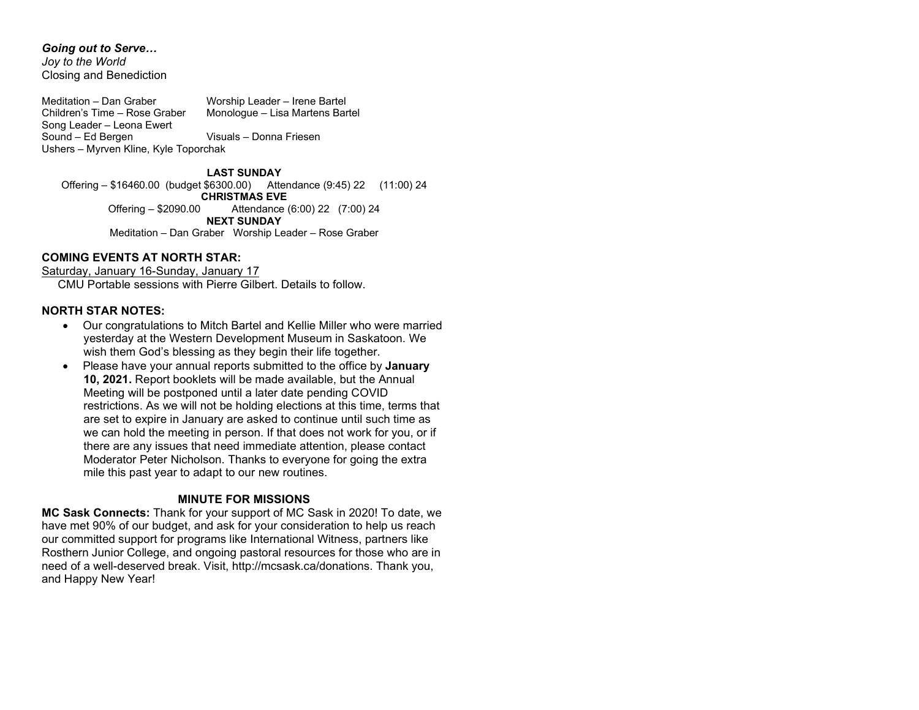***Going out to Serve…***

*Joy to the World*

Closing and Benediction

Meditation – Dan Graber
Worship Leader – Irene Bartel
Children's Time – Rose Graber
Monologue – Lisa Martens Bartel
Song Leader – Leona Ewert
Sound – Ed Bergen
Visuals – Donna Friesen
Ushers – Myrven Kline, Kyle Toporchak

**LAST SUNDAY**

Offering – $16460.00 (budget $6300.00) Attendance (9:45) 22 (11:00) 24

**CHRISTMAS EVE**

Offering – $2090.00 Attendance (6:00) 22 (7:00) 24

**NEXT SUNDAY**

Meditation – Dan Graber Worship Leader – Rose Graber

**COMING EVENTS AT NORTH STAR:**

<u>Saturday, January 16-Sunday, January 17</u>

CMU Portable sessions with Pierre Gilbert. Details to follow.

**NORTH STAR NOTES:**

- Our congratulations to Mitch Bartel and Kellie Miller who were married yesterday at the Western Development Museum in Saskatoon. We wish them God's blessing as they begin their life together.
- Please have your annual reports submitted to the office by **January 10, 2021.** Report booklets will be made available, but the Annual Meeting will be postponed until a later date pending COVID restrictions. As we will not be holding elections at this time, terms that are set to expire in January are asked to continue until such time as we can hold the meeting in person. If that does not work for you, or if there are any issues that need immediate attention, please contact Moderator Peter Nicholson. Thanks to everyone for going the extra mile this past year to adapt to our new routines.

**MINUTE FOR MISSIONS**

**MC Sask Connects:** Thank for your support of MC Sask in 2020! To date, we have met 90% of our budget, and ask for your consideration to help us reach our committed support for programs like International Witness, partners like Rosthern Junior College, and ongoing pastoral resources for those who are in need of a well-deserved break. Visit, http://mcsask.ca/donations. Thank you, and Happy New Year!